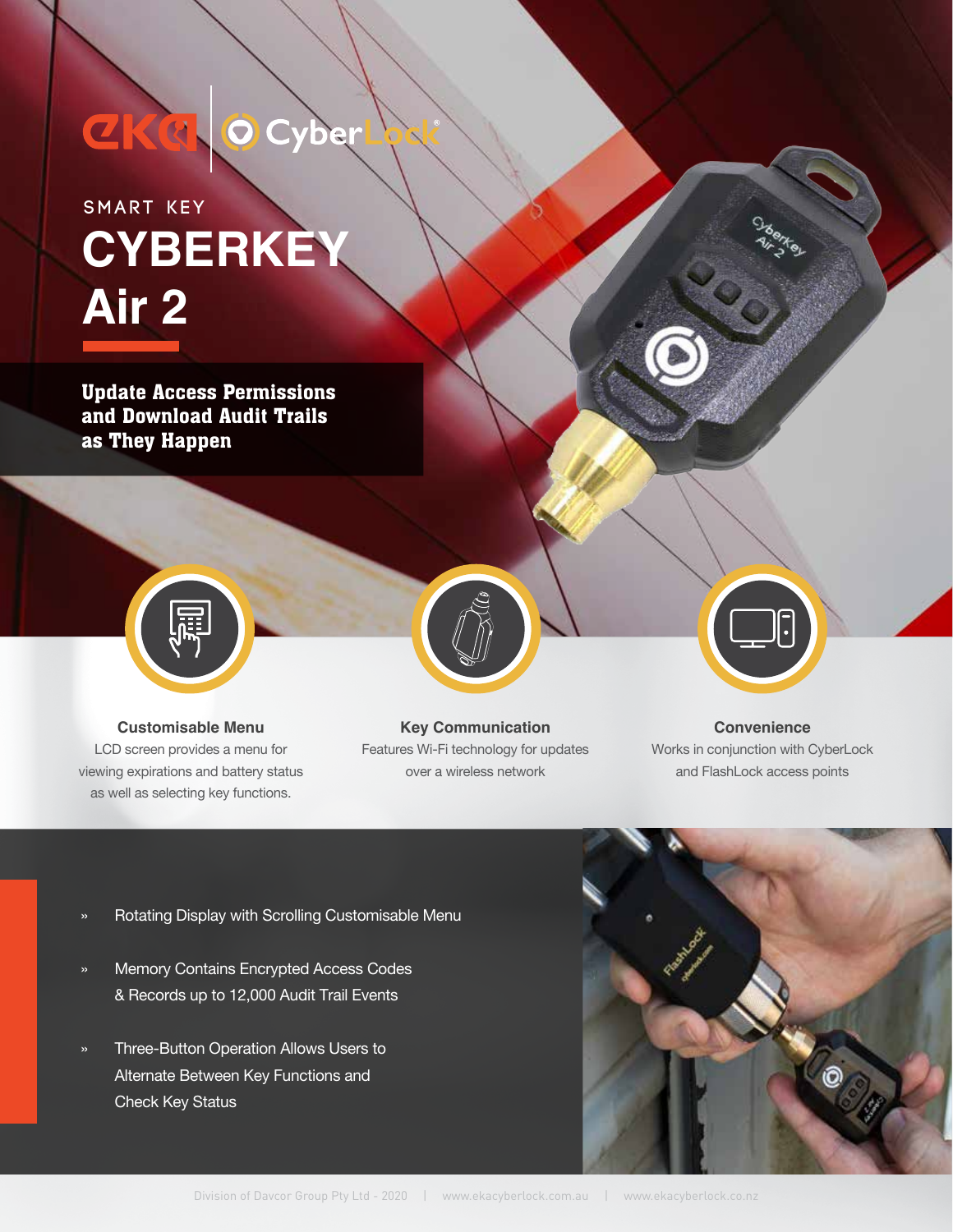SMART KEY

# CYBERKEY Air 2

**Update Access Permissions and Download Audit Trails as They Happen**

### Customisable Menu

LCD screen provides a menu for viewing expirations and battery status as well as selecting key functions.

### Key Communication

Features Wi-Fi technology for updates over a wireless network

### Convenience

Works in conjunction with CyberLock and FlashLock access points

- Rotating Display with Scrolling Customisable Menu
- Memory Contains Encrypted Access Codes & Records up to 12,000 Audit Trail Events
- Three-Button Operation Allows Users to Alternate Between Key Functions and Check Key Status

Division of Davcor Group Pty Ltd - 2020 | www.ekacyberlock.com.au | www.ekacyberlock.co.nz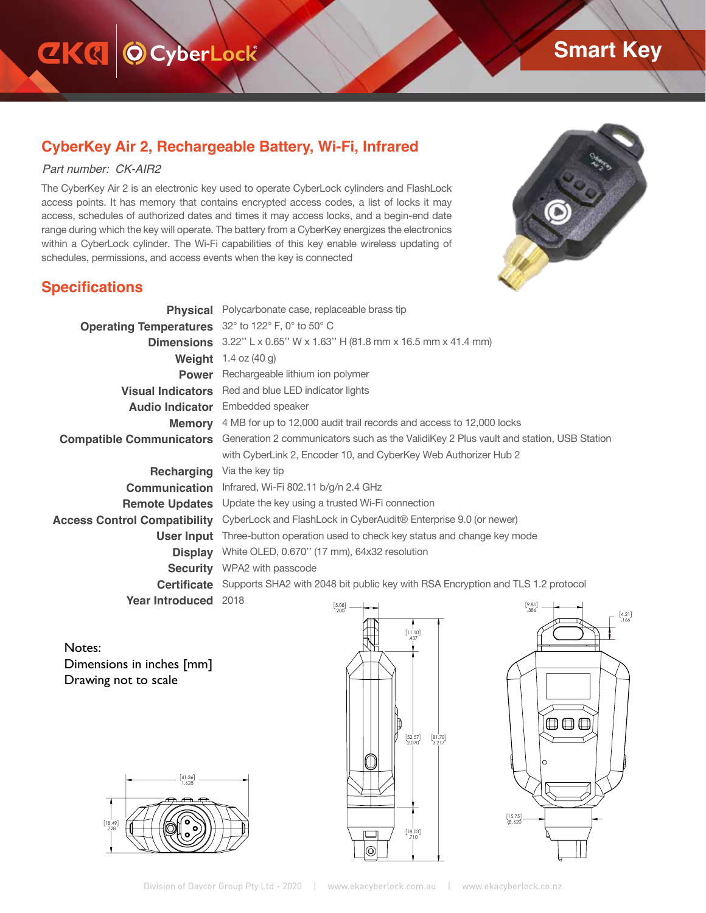Smart Key

## CyberKey Air 2, Rechargeable Battery, Wi-Fi, Infrared

*Part number: CK-AIR2*

The CyberKey Air 2 is an electronic key used to operate CyberLock cylinders and FlashLock access points. It has memory that contains encrypted access codes, a list of locks it may access, schedules of authorized dates and times it may access locks, and a begin-end date range during which the key will operate. The battery from a CyberKey energizes the electronics within a CyberLock cylinder. The Wi-Fi capabilities of this key enable wireless updating of schedules, permissions, and access events when the key is connected

## Specifications

| | |
|---|---|
| **Physical** | Polycarbonate case, replaceable brass tip |
| **Operating Temperatures** | 32° to 122° F, 0° to 50° C |
| **Dimensions** | 3.22" L x 0.65" W x 1.63" H (81.8 mm x 16.5 mm x 41.4 mm) |
| **Weight** | 1.4 oz (40 g) |
| **Power** | Rechargeable lithium ion polymer |
| **Visual Indicators** | Red and blue LED indicator lights |
| **Audio Indicator** | Embedded speaker |
| **Memory** | 4 MB for up to 12,000 audit trail records and access to 12,000 locks |
| **Compatible Communicators** | Generation 2 communicators such as the ValidiKey 2 Plus vault and station, USB Station with CyberLink 2, Encoder 10, and CyberKey Web Authorizer Hub 2 |
| **Recharging** | Via the key tip |
| **Communication** | Infrared, Wi-Fi 802.11 b/g/n 2.4 GHz |
| **Remote Updates** | Update the key using a trusted Wi-Fi connection |
| **Access Control Compatibility** | CyberLock and FlashLock in CyberAudit® Enterprise 9.0 (or newer) |
| **User Input** | Three-button operation used to check key status and change key mode |
| **Display** | White OLED, 0.670" (17 mm), 64x32 resolution |
| **Security** | WPA2 with passcode |
| **Certificate** | Supports SHA2 with 2048 bit public key with RSA Encryption and TLS 1.2 protocol |
| **Year Introduced** | 2018 |

Notes:
Dimensions in inches [mm]
Drawing not to scale

[41.36] 1.628
[18.49] .728
[5.08] .200
[11.10] .437
[52.57] 2.070
[81.70] 3.217
[18.03] .710
[9.81] .386
[4.21] .166
[15.75] Ø.620

Division of Davcor Group Pty Ltd - 2020 | www.ekacyberlock.com.au | www.ekacyberlock.co.nz